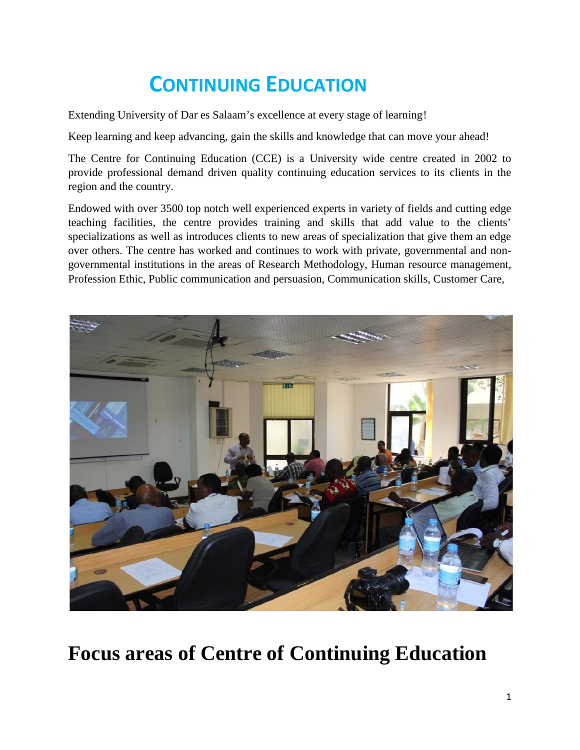# CONTINUING EDUCATION

Extending University of Dar es Salaam's excellence at every stage of learning!

Keep learning and keep advancing, gain the skills and knowledge that can move your ahead!

The Centre for Continuing Education (CCE) is a University wide centre created in 2002 to provide professional demand driven quality continuing education services to its clients in the region and the country.

Endowed with over 3500 top notch well experienced experts in variety of fields and cutting edge teaching facilities, the centre provides training and skills that add value to the clients' specializations as well as introduces clients to new areas of specialization that give them an edge over others. The centre has worked and continues to work with private, governmental and non-governmental institutions in the areas of Research Methodology, Human resource management, Profession Ethic, Public communication and persuasion, Communication skills, Customer Care,

# Focus areas of Centre of Continuing Education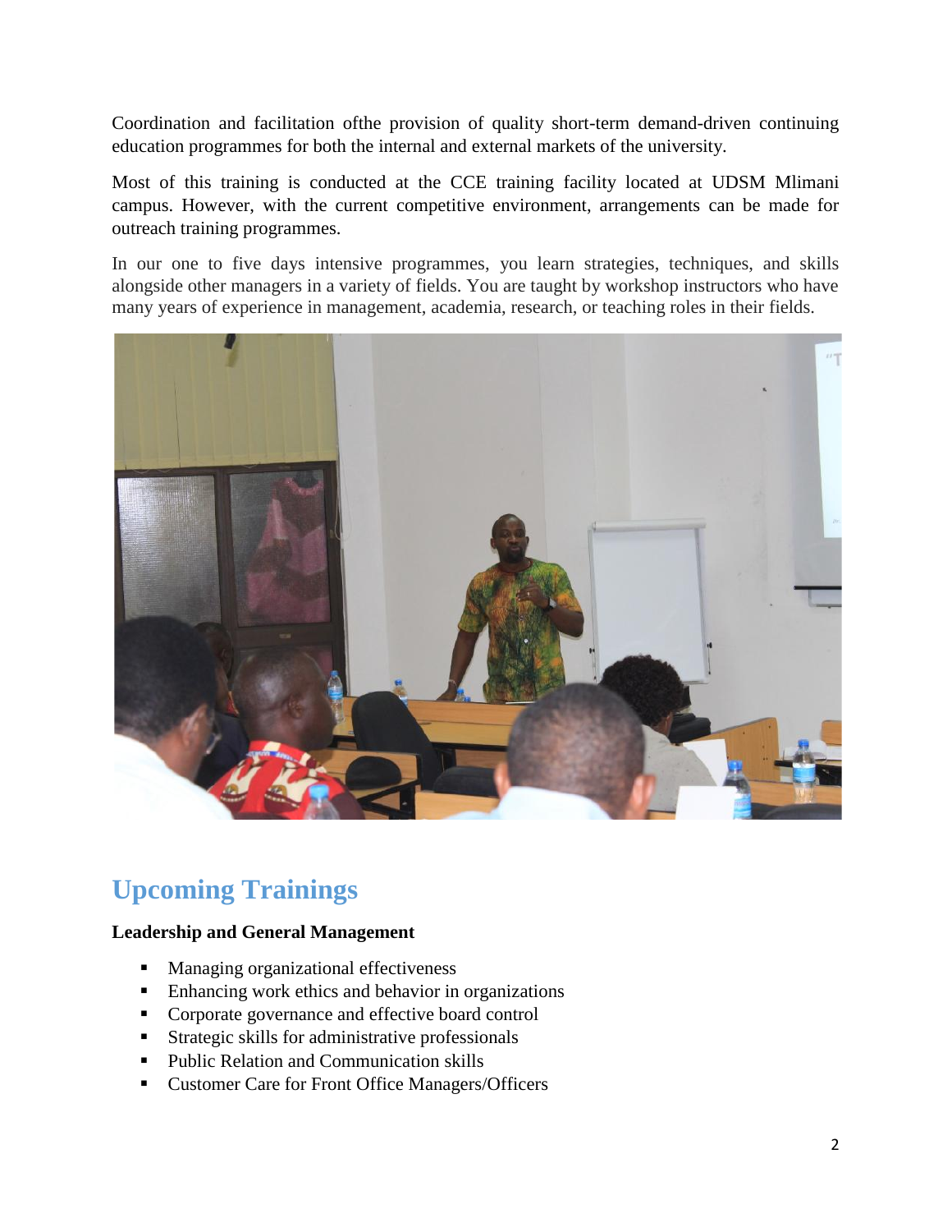Coordination and facilitation ofthe provision of quality short-term demand-driven continuing education programmes for both the internal and external markets of the university.

Most of this training is conducted at the CCE training facility located at UDSM Mlimani campus. However, with the current competitive environment, arrangements can be made for outreach training programmes.

In our one to five days intensive programmes, you learn strategies, techniques, and skills alongside other managers in a variety of fields. You are taught by workshop instructors who have many years of experience in management, academia, research, or teaching roles in their fields.

## Upcoming Trainings

**Leadership and General Management**

- Managing organizational effectiveness
- Enhancing work ethics and behavior in organizations
- Corporate governance and effective board control
- Strategic skills for administrative professionals
- Public Relation and Communication skills
- Customer Care for Front Office Managers/Officers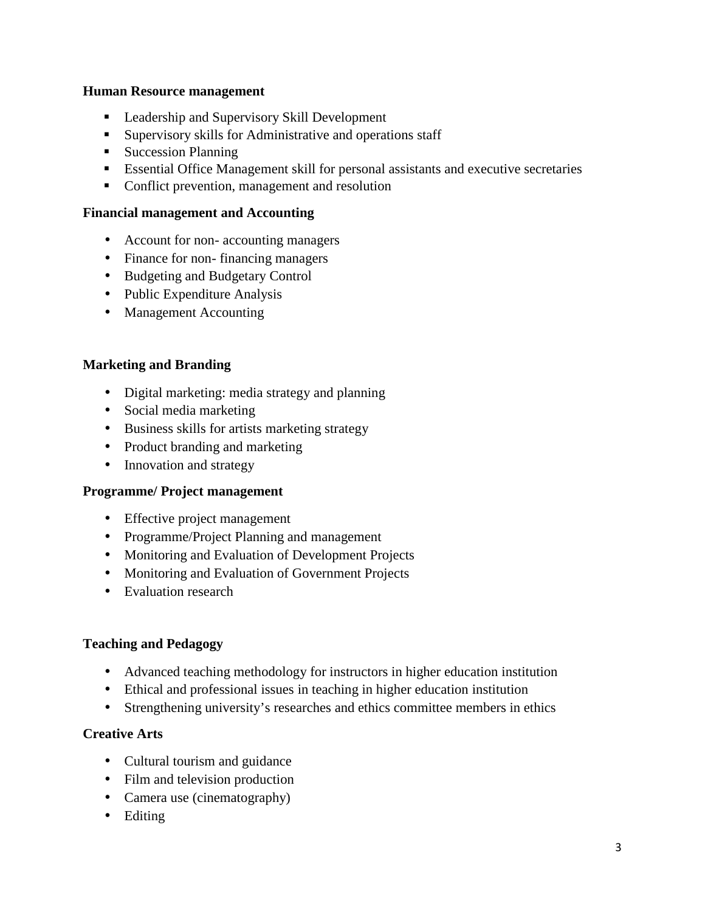**Human Resource management**

- Leadership and Supervisory Skill Development
- Supervisory skills for Administrative and operations staff
- Succession Planning
- Essential Office Management skill for personal assistants and executive secretaries
- Conflict prevention, management and resolution

**Financial management and Accounting**

- Account for non- accounting managers
- Finance for non- financing managers
- Budgeting and Budgetary Control
- Public Expenditure Analysis
- Management Accounting

**Marketing and Branding**

- Digital marketing: media strategy and planning
- Social media marketing
- Business skills for artists marketing strategy
- Product branding and marketing
- Innovation and strategy

**Programme/ Project management**

- Effective project management
- Programme/Project Planning and management
- Monitoring and Evaluation of Development Projects
- Monitoring and Evaluation of Government Projects
- Evaluation research

**Teaching and Pedagogy**

- Advanced teaching methodology for instructors in higher education institution
- Ethical and professional issues in teaching in higher education institution
- Strengthening university's researches and ethics committee members in ethics

**Creative Arts**

- Cultural tourism and guidance
- Film and television production
- Camera use (cinematography)
- Editing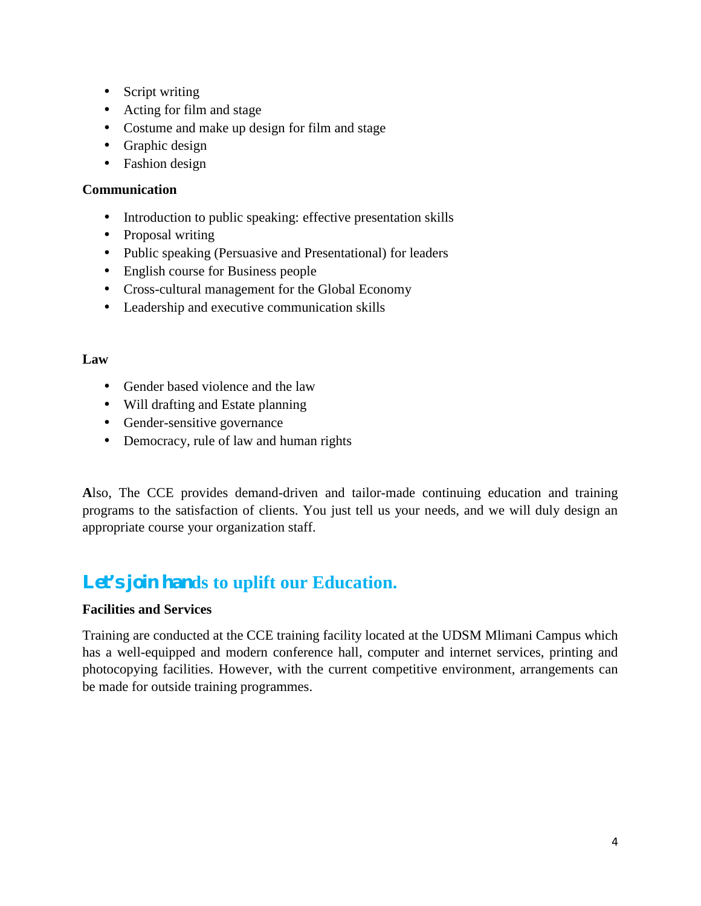- Script writing
- Acting for film and stage
- Costume and make up design for film and stage
- Graphic design
- Fashion design

**Communication**

- Introduction to public speaking: effective presentation skills
- Proposal writing
- Public speaking (Persuasive and Presentational) for leaders
- English course for Business people
- Cross-cultural management for the Global Economy
- Leadership and executive communication skills

**Law**

- Gender based violence and the law
- Will drafting and Estate planning
- Gender-sensitive governance
- Democracy, rule of law and human rights

**A**lso, The CCE provides demand-driven and tailor-made continuing education and training programs to the satisfaction of clients. You just tell us your needs, and we will duly design an appropriate course your organization staff.

## Let's join hands to uplift our Education.

**Facilities and Services**

Training are conducted at the CCE training facility located at the UDSM Mlimani Campus which has a well-equipped and modern conference hall, computer and internet services, printing and photocopying facilities. However, with the current competitive environment, arrangements can be made for outside training programmes.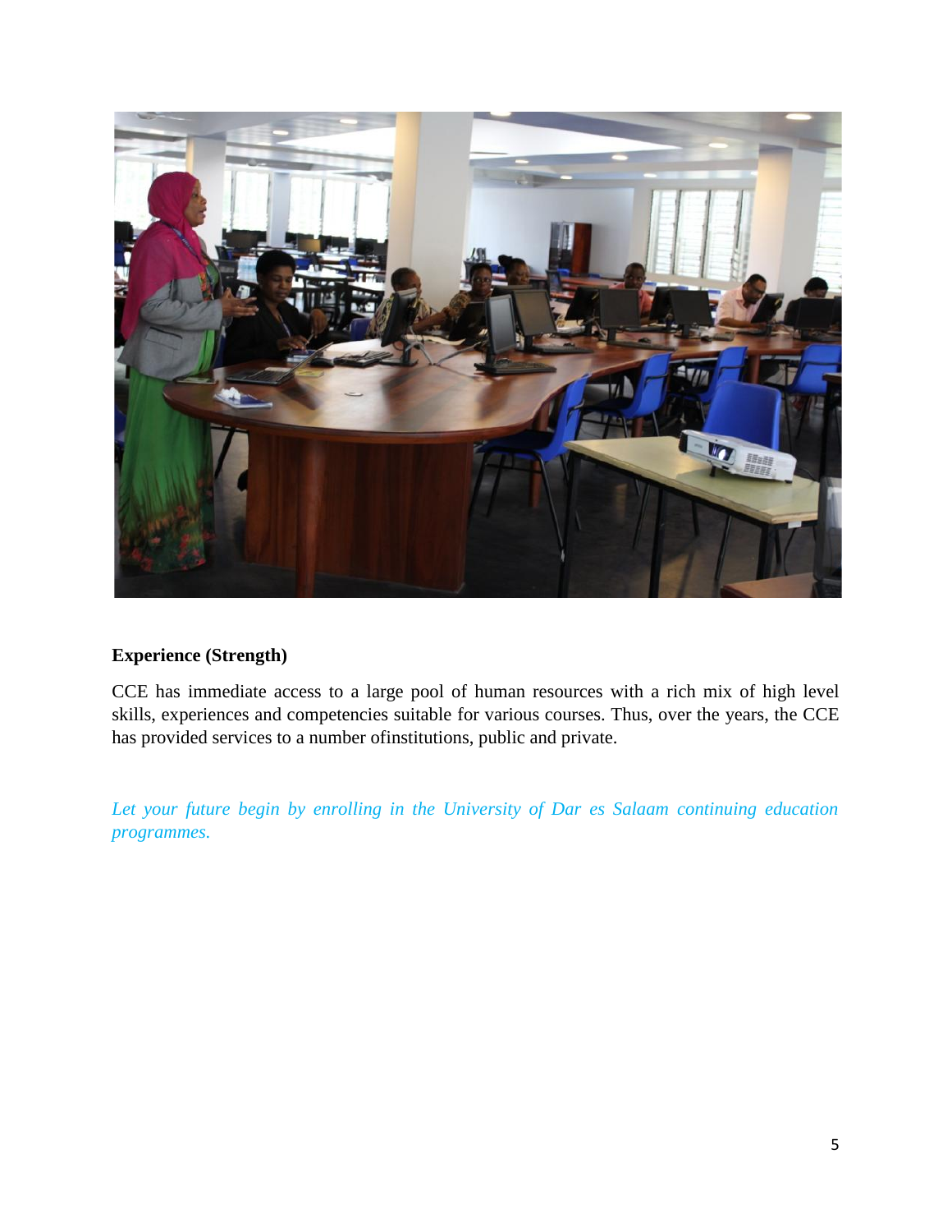**Experience (Strength)**

CCE has immediate access to a large pool of human resources with a rich mix of high level skills, experiences and competencies suitable for various courses. Thus, over the years, the CCE has provided services to a number ofinstitutions, public and private.

*Let your future begin by enrolling in the University of Dar es Salaam continuing education programmes.*